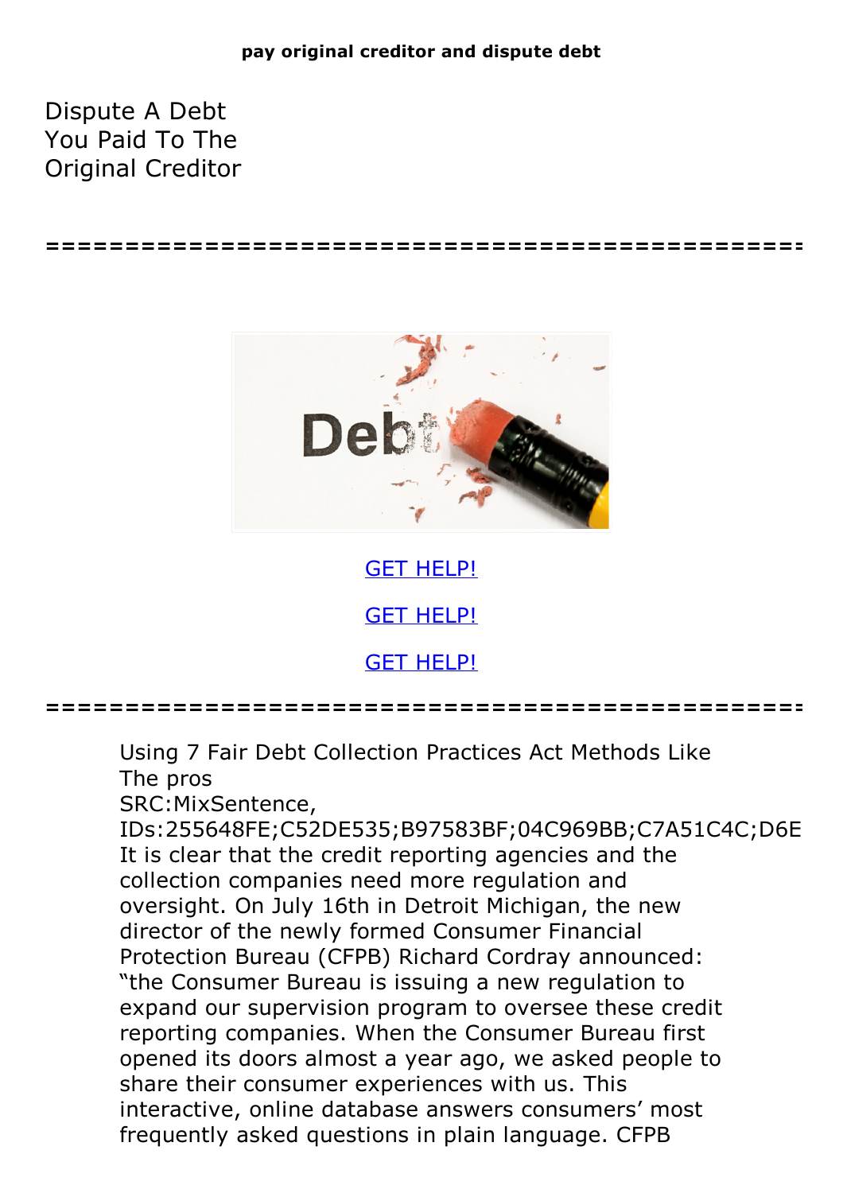**pay original creditor and dispute debt**

# Dispute A Debt You Paid To The Original Creditor

==================================================

[GET HELP!](#)

[GET HELP!](#)

[GET HELP!](#)

==================================================

Using 7 Fair Debt Collection Practices Act Methods Like The pros
SRC:MixSentence,
IDs:255648FE;C52DE535;B97583BF;04C969BB;C7A51C4C;D6E
It is clear that the credit reporting agencies and the collection companies need more regulation and oversight. On July 16th in Detroit Michigan, the new director of the newly formed Consumer Financial Protection Bureau (CFPB) Richard Cordray announced: "the Consumer Bureau is issuing a new regulation to expand our supervision program to oversee these credit reporting companies. When the Consumer Bureau first opened its doors almost a year ago, we asked people to share their consumer experiences with us. This interactive, online database answers consumers' most frequently asked questions in plain language. CFPB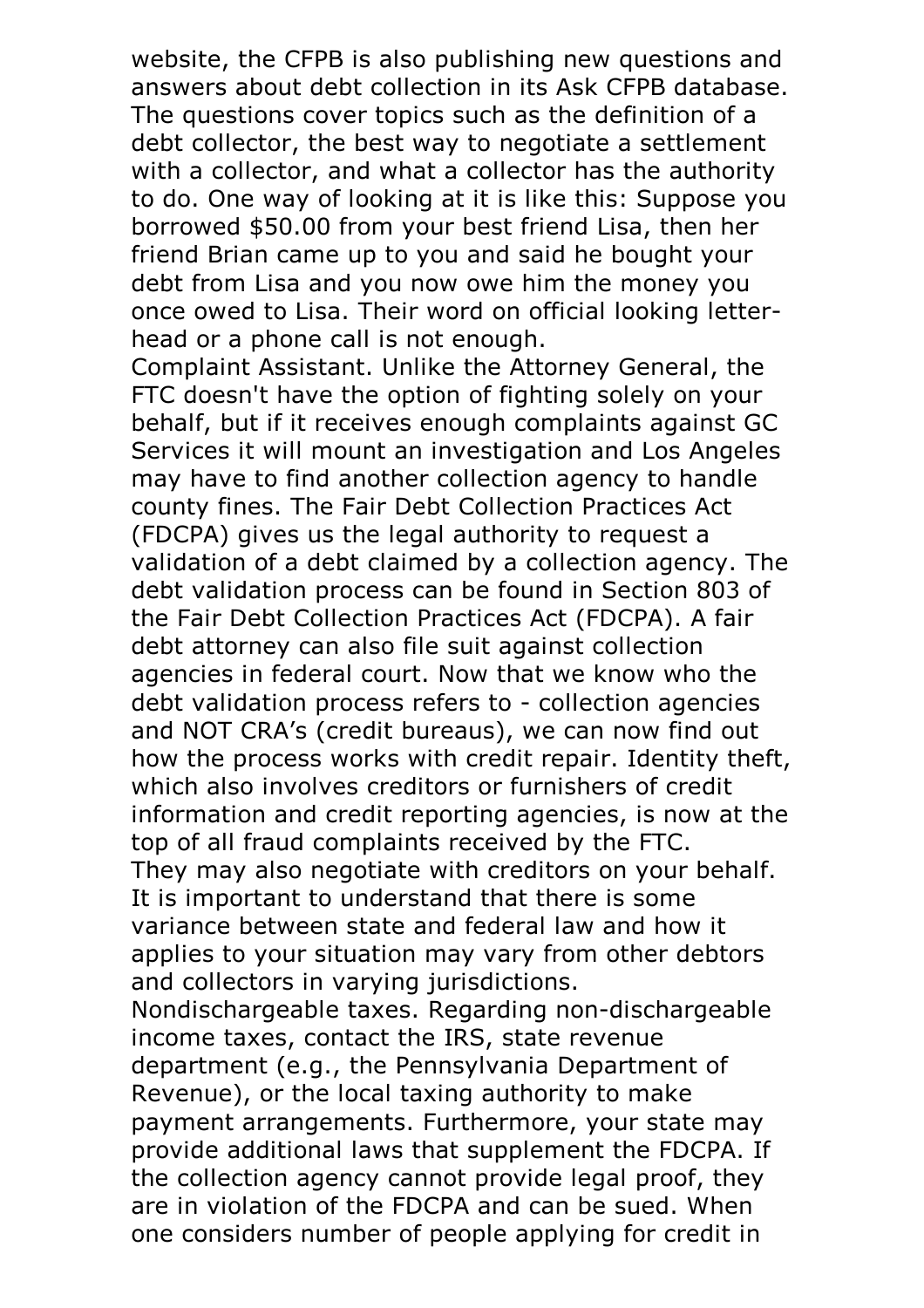website, the CFPB is also publishing new questions and answers about debt collection in its Ask CFPB database. The questions cover topics such as the definition of a debt collector, the best way to negotiate a settlement with a collector, and what a collector has the authority to do. One way of looking at it is like this: Suppose you borrowed $50.00 from your best friend Lisa, then her friend Brian came up to you and said he bought your debt from Lisa and you now owe him the money you once owed to Lisa. Their word on official looking letter-head or a phone call is not enough.

Complaint Assistant. Unlike the Attorney General, the FTC doesn't have the option of fighting solely on your behalf, but if it receives enough complaints against GC Services it will mount an investigation and Los Angeles may have to find another collection agency to handle county fines. The Fair Debt Collection Practices Act (FDCPA) gives us the legal authority to request a validation of a debt claimed by a collection agency. The debt validation process can be found in Section 803 of the Fair Debt Collection Practices Act (FDCPA). A fair debt attorney can also file suit against collection agencies in federal court. Now that we know who the debt validation process refers to - collection agencies and NOT CRA's (credit bureaus), we can now find out how the process works with credit repair. Identity theft, which also involves creditors or furnishers of credit information and credit reporting agencies, is now at the top of all fraud complaints received by the FTC.

They may also negotiate with creditors on your behalf. It is important to understand that there is some variance between state and federal law and how it applies to your situation may vary from other debtors and collectors in varying jurisdictions.

Nondischargeable taxes. Regarding non-dischargeable income taxes, contact the IRS, state revenue department (e.g., the Pennsylvania Department of Revenue), or the local taxing authority to make payment arrangements. Furthermore, your state may provide additional laws that supplement the FDCPA. If the collection agency cannot provide legal proof, they are in violation of the FDCPA and can be sued. When one considers number of people applying for credit in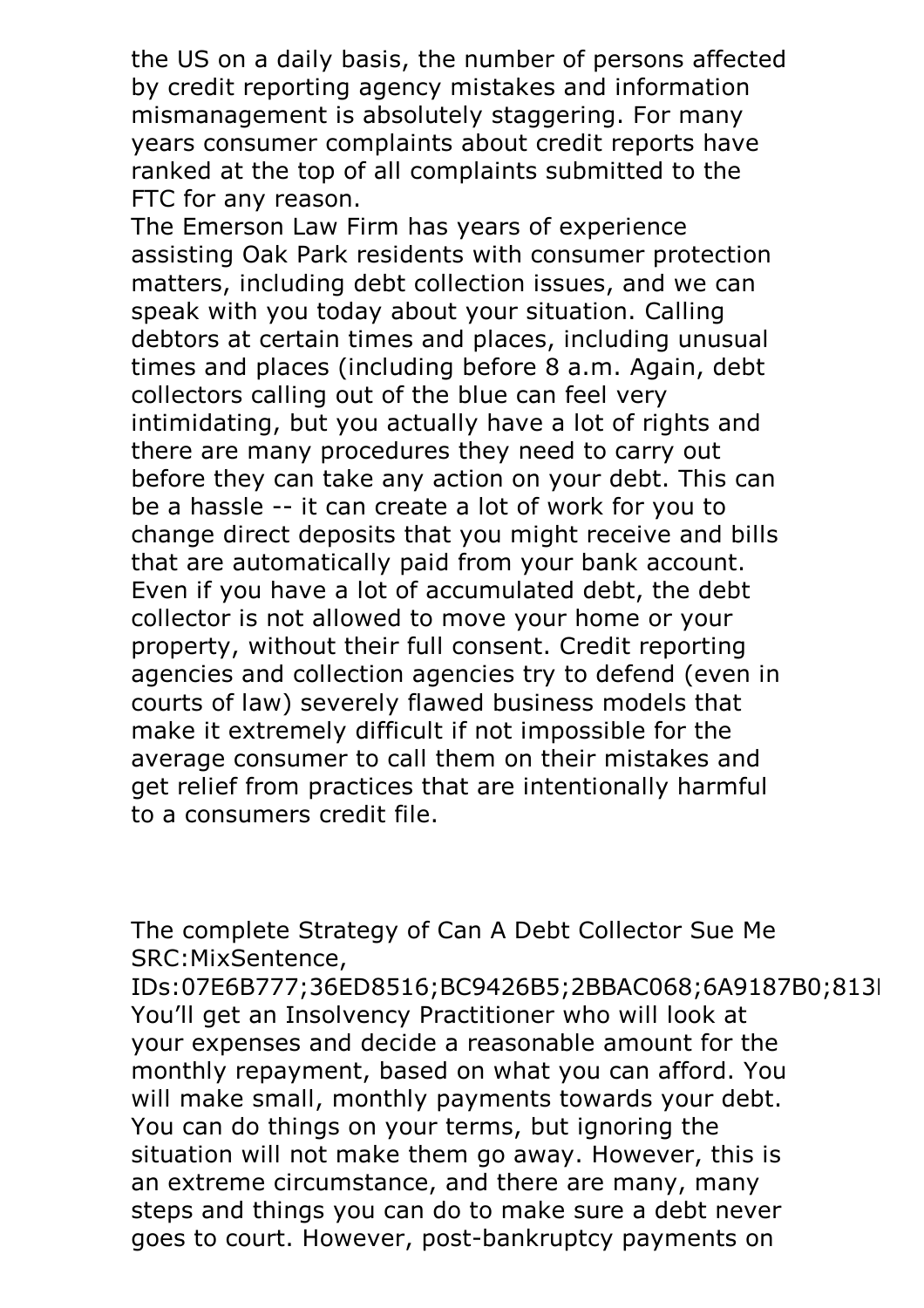the US on a daily basis, the number of persons affected by credit reporting agency mistakes and information mismanagement is absolutely staggering. For many years consumer complaints about credit reports have ranked at the top of all complaints submitted to the FTC for any reason.

The Emerson Law Firm has years of experience assisting Oak Park residents with consumer protection matters, including debt collection issues, and we can speak with you today about your situation. Calling debtors at certain times and places, including unusual times and places (including before 8 a.m. Again, debt collectors calling out of the blue can feel very intimidating, but you actually have a lot of rights and there are many procedures they need to carry out before they can take any action on your debt. This can be a hassle -- it can create a lot of work for you to change direct deposits that you might receive and bills that are automatically paid from your bank account. Even if you have a lot of accumulated debt, the debt collector is not allowed to move your home or your property, without their full consent. Credit reporting agencies and collection agencies try to defend (even in courts of law) severely flawed business models that make it extremely difficult if not impossible for the average consumer to call them on their mistakes and get relief from practices that are intentionally harmful to a consumers credit file.

The complete Strategy of Can A Debt Collector Sue Me SRC:MixSentence, IDs:07E6B777;36ED8516;BC9426B5;2BBAC068;6A9187B0;813I

You'll get an Insolvency Practitioner who will look at your expenses and decide a reasonable amount for the monthly repayment, based on what you can afford. You will make small, monthly payments towards your debt. You can do things on your terms, but ignoring the situation will not make them go away. However, this is an extreme circumstance, and there are many, many steps and things you can do to make sure a debt never goes to court. However, post-bankruptcy payments on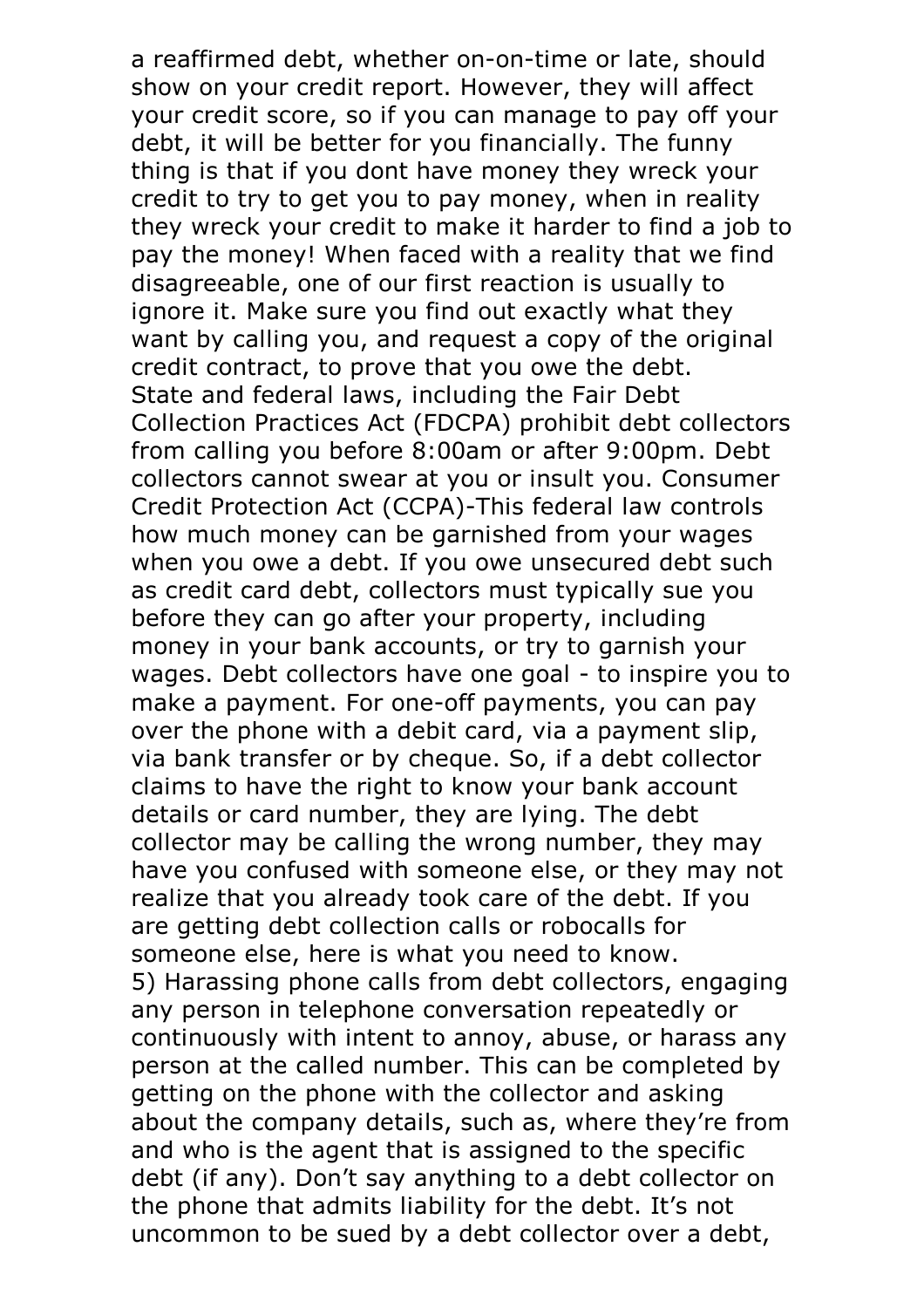a reaffirmed debt, whether on-on-time or late, should show on your credit report. However, they will affect your credit score, so if you can manage to pay off your debt, it will be better for you financially. The funny thing is that if you dont have money they wreck your credit to try to get you to pay money, when in reality they wreck your credit to make it harder to find a job to pay the money! When faced with a reality that we find disagreeable, one of our first reaction is usually to ignore it. Make sure you find out exactly what they want by calling you, and request a copy of the original credit contract, to prove that you owe the debt. State and federal laws, including the Fair Debt Collection Practices Act (FDCPA) prohibit debt collectors from calling you before 8:00am or after 9:00pm. Debt collectors cannot swear at you or insult you. Consumer Credit Protection Act (CCPA)-This federal law controls how much money can be garnished from your wages when you owe a debt. If you owe unsecured debt such as credit card debt, collectors must typically sue you before they can go after your property, including money in your bank accounts, or try to garnish your wages. Debt collectors have one goal - to inspire you to make a payment. For one-off payments, you can pay over the phone with a debit card, via a payment slip, via bank transfer or by cheque. So, if a debt collector claims to have the right to know your bank account details or card number, they are lying. The debt collector may be calling the wrong number, they may have you confused with someone else, or they may not realize that you already took care of the debt. If you are getting debt collection calls or robocalls for someone else, here is what you need to know.
5) Harassing phone calls from debt collectors, engaging any person in telephone conversation repeatedly or continuously with intent to annoy, abuse, or harass any person at the called number. This can be completed by getting on the phone with the collector and asking about the company details, such as, where they're from and who is the agent that is assigned to the specific debt (if any). Don't say anything to a debt collector on the phone that admits liability for the debt. It's not uncommon to be sued by a debt collector over a debt,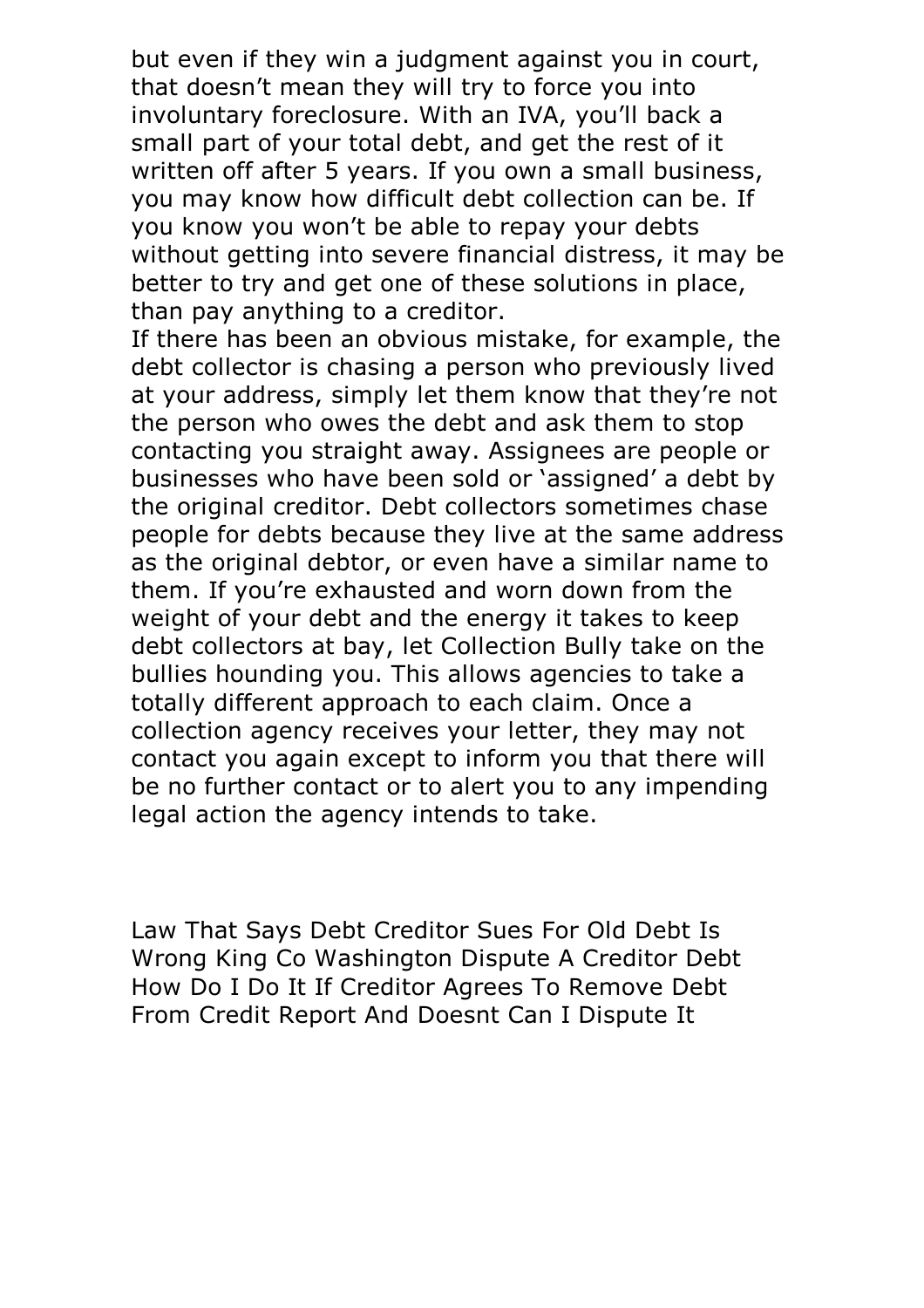but even if they win a judgment against you in court, that doesn't mean they will try to force you into involuntary foreclosure. With an IVA, you'll back a small part of your total debt, and get the rest of it written off after 5 years. If you own a small business, you may know how difficult debt collection can be. If you know you won't be able to repay your debts without getting into severe financial distress, it may be better to try and get one of these solutions in place, than pay anything to a creditor.
If there has been an obvious mistake, for example, the debt collector is chasing a person who previously lived at your address, simply let them know that they're not the person who owes the debt and ask them to stop contacting you straight away. Assignees are people or businesses who have been sold or 'assigned' a debt by the original creditor. Debt collectors sometimes chase people for debts because they live at the same address as the original debtor, or even have a similar name to them. If you're exhausted and worn down from the weight of your debt and the energy it takes to keep debt collectors at bay, let Collection Bully take on the bullies hounding you. This allows agencies to take a totally different approach to each claim. Once a collection agency receives your letter, they may not contact you again except to inform you that there will be no further contact or to alert you to any impending legal action the agency intends to take.

Law That Says Debt Creditor Sues For Old Debt Is Wrong King Co Washington Dispute A Creditor Debt How Do I Do It If Creditor Agrees To Remove Debt From Credit Report And Doesnt Can I Dispute It